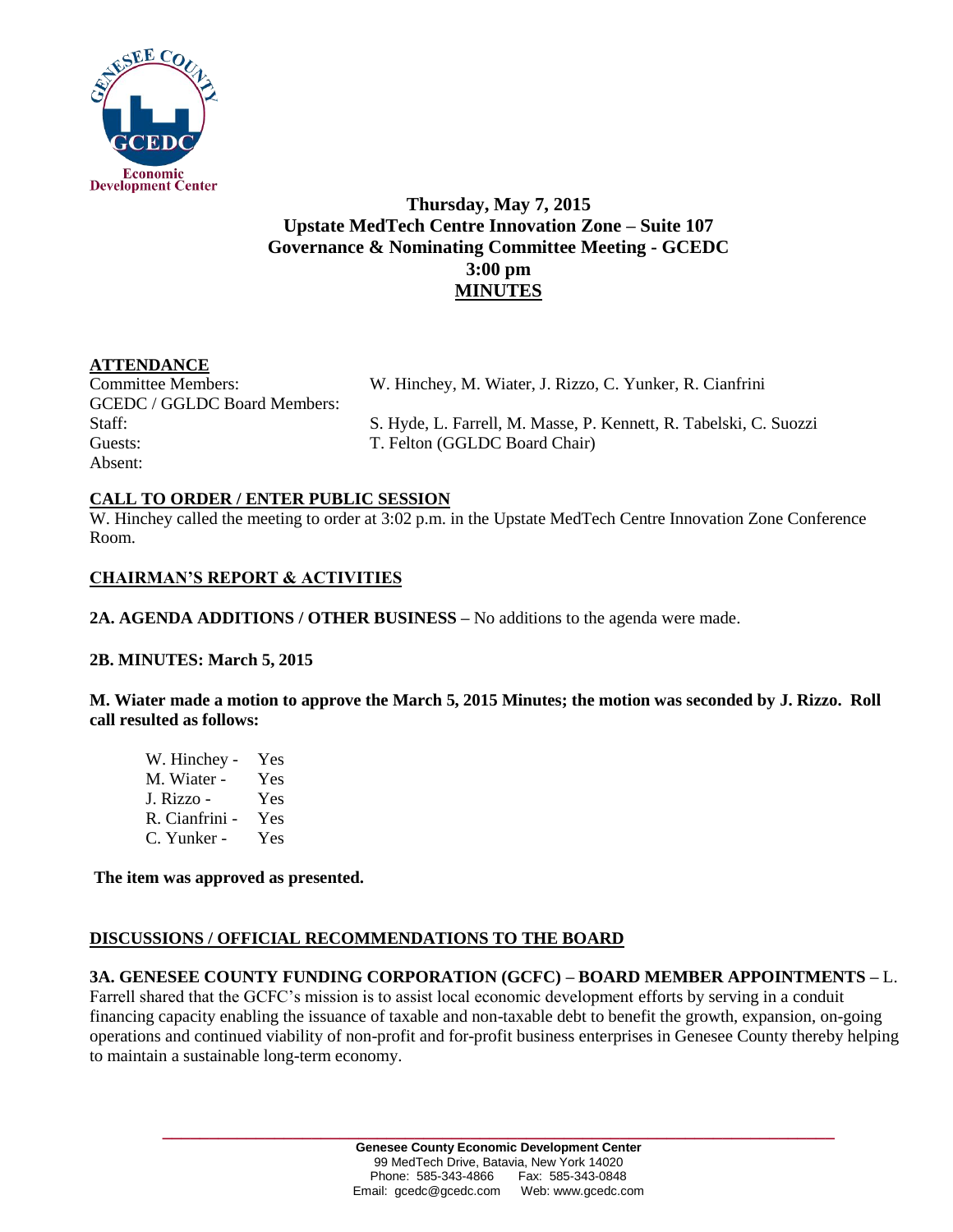**Thursday, May 7, 2015**
**Upstate MedTech Centre Innovation Zone – Suite 107**
**Governance & Nominating Committee Meeting - GCEDC**
**3:00 pm**
**MINUTES**

**ATTENDANCE**

| | |
|---|---|
| Committee Members: | W. Hinchey, M. Wiater, J. Rizzo, C. Yunker, R. Cianfrini |
| GCEDC / GGLDC Board Members: | |
| Staff: | S. Hyde, L. Farrell, M. Masse, P. Kennett, R. Tabelski, C. Suozzi |
| Guests: | T. Felton (GGLDC Board Chair) |
| Absent: | |

**CALL TO ORDER / ENTER PUBLIC SESSION**

W. Hinchey called the meeting to order at 3:02 p.m. in the Upstate MedTech Centre Innovation Zone Conference Room.

**CHAIRMAN'S REPORT & ACTIVITIES**

**2A. AGENDA ADDITIONS / OTHER BUSINESS –** No additions to the agenda were made.

**2B. MINUTES: March 5, 2015**

**M. Wiater made a motion to approve the March 5, 2015 Minutes; the motion was seconded by J. Rizzo. Roll call resulted as follows:**

W. Hinchey - Yes
M. Wiater - Yes
J. Rizzo - Yes
R. Cianfrini - Yes
C. Yunker - Yes

**The item was approved as presented.**

**DISCUSSIONS / OFFICIAL RECOMMENDATIONS TO THE BOARD**

**3A. GENESEE COUNTY FUNDING CORPORATION (GCFC) – BOARD MEMBER APPOINTMENTS –** L. Farrell shared that the GCFC's mission is to assist local economic development efforts by serving in a conduit financing capacity enabling the issuance of taxable and non-taxable debt to benefit the growth, expansion, on-going operations and continued viability of non-profit and for-profit business enterprises in Genesee County thereby helping to maintain a sustainable long-term economy.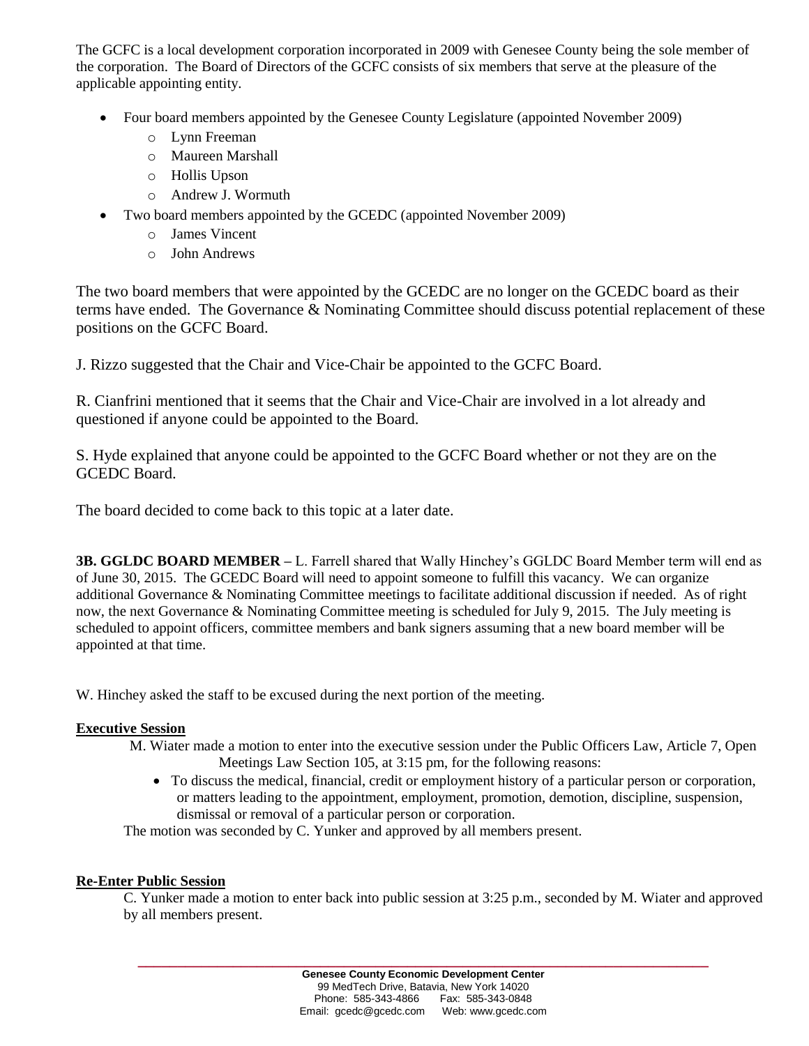The GCFC is a local development corporation incorporated in 2009 with Genesee County being the sole member of the corporation. The Board of Directors of the GCFC consists of six members that serve at the pleasure of the applicable appointing entity.

- Four board members appointed by the Genesee County Legislature (appointed November 2009)
  - Lynn Freeman
  - Maureen Marshall
  - Hollis Upson
  - Andrew J. Wormuth
- Two board members appointed by the GCEDC (appointed November 2009)
  - James Vincent
  - John Andrews

The two board members that were appointed by the GCEDC are no longer on the GCEDC board as their terms have ended. The Governance & Nominating Committee should discuss potential replacement of these positions on the GCFC Board.

J. Rizzo suggested that the Chair and Vice-Chair be appointed to the GCFC Board.

R. Cianfrini mentioned that it seems that the Chair and Vice-Chair are involved in a lot already and questioned if anyone could be appointed to the Board.

S. Hyde explained that anyone could be appointed to the GCFC Board whether or not they are on the GCEDC Board.

The board decided to come back to this topic at a later date.

**3B. GGLDC BOARD MEMBER –** L. Farrell shared that Wally Hinchey's GGLDC Board Member term will end as of June 30, 2015. The GCEDC Board will need to appoint someone to fulfill this vacancy. We can organize additional Governance & Nominating Committee meetings to facilitate additional discussion if needed. As of right now, the next Governance & Nominating Committee meeting is scheduled for July 9, 2015. The July meeting is scheduled to appoint officers, committee members and bank signers assuming that a new board member will be appointed at that time.

W. Hinchey asked the staff to be excused during the next portion of the meeting.

**Executive Session**

M. Wiater made a motion to enter into the executive session under the Public Officers Law, Article 7, Open Meetings Law Section 105, at 3:15 pm, for the following reasons:

- To discuss the medical, financial, credit or employment history of a particular person or corporation, or matters leading to the appointment, employment, promotion, demotion, discipline, suspension, dismissal or removal of a particular person or corporation.

The motion was seconded by C. Yunker and approved by all members present.

**Re-Enter Public Session**

C. Yunker made a motion to enter back into public session at 3:25 p.m., seconded by M. Wiater and approved by all members present.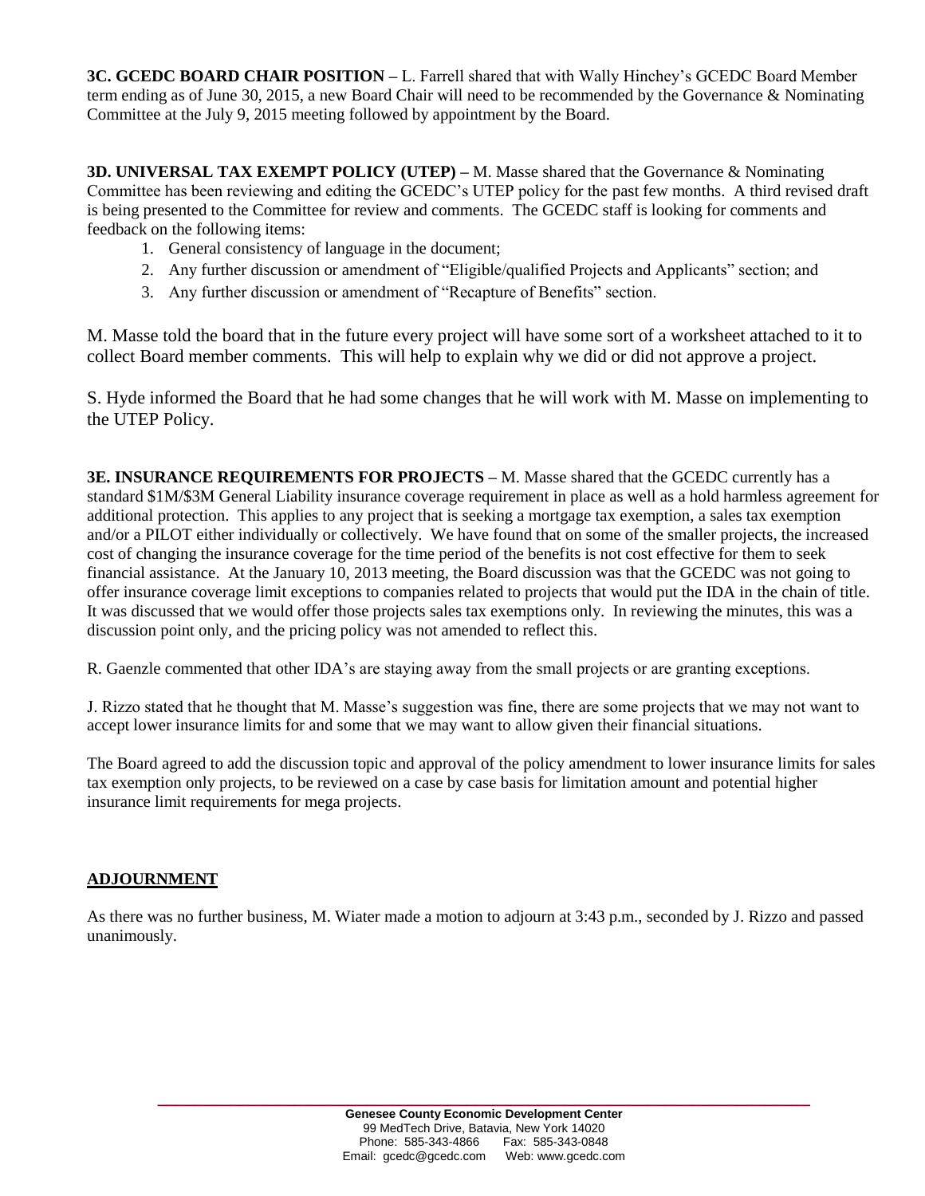**3C. GCEDC BOARD CHAIR POSITION –** L. Farrell shared that with Wally Hinchey's GCEDC Board Member term ending as of June 30, 2015, a new Board Chair will need to be recommended by the Governance & Nominating Committee at the July 9, 2015 meeting followed by appointment by the Board.

**3D. UNIVERSAL TAX EXEMPT POLICY (UTEP) –** M. Masse shared that the Governance & Nominating Committee has been reviewing and editing the GCEDC's UTEP policy for the past few months. A third revised draft is being presented to the Committee for review and comments. The GCEDC staff is looking for comments and feedback on the following items:

1. General consistency of language in the document;
2. Any further discussion or amendment of "Eligible/qualified Projects and Applicants" section; and
3. Any further discussion or amendment of "Recapture of Benefits" section.

M. Masse told the board that in the future every project will have some sort of a worksheet attached to it to collect Board member comments. This will help to explain why we did or did not approve a project.

S. Hyde informed the Board that he had some changes that he will work with M. Masse on implementing to the UTEP Policy.

**3E. INSURANCE REQUIREMENTS FOR PROJECTS –** M. Masse shared that the GCEDC currently has a standard $1M/$3M General Liability insurance coverage requirement in place as well as a hold harmless agreement for additional protection. This applies to any project that is seeking a mortgage tax exemption, a sales tax exemption and/or a PILOT either individually or collectively. We have found that on some of the smaller projects, the increased cost of changing the insurance coverage for the time period of the benefits is not cost effective for them to seek financial assistance. At the January 10, 2013 meeting, the Board discussion was that the GCEDC was not going to offer insurance coverage limit exceptions to companies related to projects that would put the IDA in the chain of title. It was discussed that we would offer those projects sales tax exemptions only. In reviewing the minutes, this was a discussion point only, and the pricing policy was not amended to reflect this.

R. Gaenzle commented that other IDA's are staying away from the small projects or are granting exceptions.

J. Rizzo stated that he thought that M. Masse's suggestion was fine, there are some projects that we may not want to accept lower insurance limits for and some that we may want to allow given their financial situations.

The Board agreed to add the discussion topic and approval of the policy amendment to lower insurance limits for sales tax exemption only projects, to be reviewed on a case by case basis for limitation amount and potential higher insurance limit requirements for mega projects.

**ADJOURNMENT**

As there was no further business, M. Wiater made a motion to adjourn at 3:43 p.m., seconded by J. Rizzo and passed unanimously.